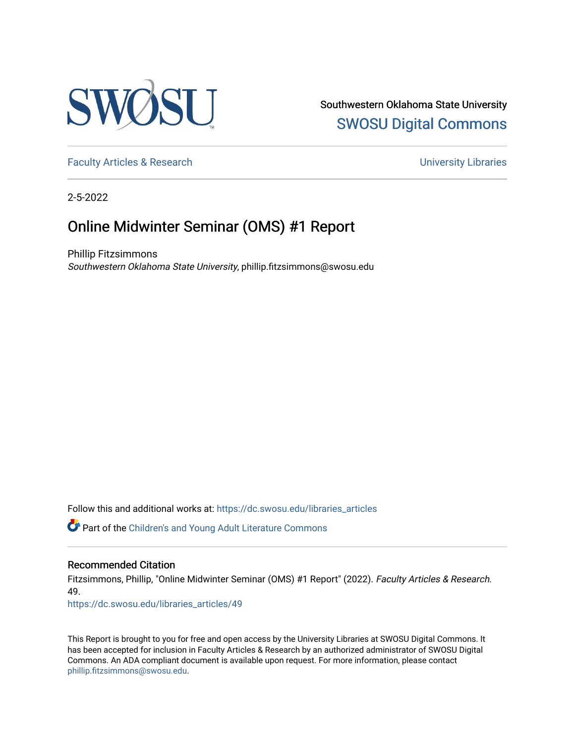SWOSU

Southwestern Oklahoma State University

SWOSU Digital Commons

Faculty Articles & Research | University Libraries

2-5-2022

# Online Midwinter Seminar (OMS) #1 Report

Phillip Fitzsimmons

*Southwestern Oklahoma State University*, phillip.fitzsimmons@swosu.edu

Follow this and additional works at: https://dc.swosu.edu/libraries_articles

Part of the Children's and Young Adult Literature Commons

## Recommended Citation

Fitzsimmons, Phillip, "Online Midwinter Seminar (OMS) #1 Report" (2022). *Faculty Articles & Research*. 49.

https://dc.swosu.edu/libraries_articles/49

This Report is brought to you for free and open access by the University Libraries at SWOSU Digital Commons. It has been accepted for inclusion in Faculty Articles & Research by an authorized administrator of SWOSU Digital Commons. An ADA compliant document is available upon request. For more information, please contact phillip.fitzsimmons@swosu.edu.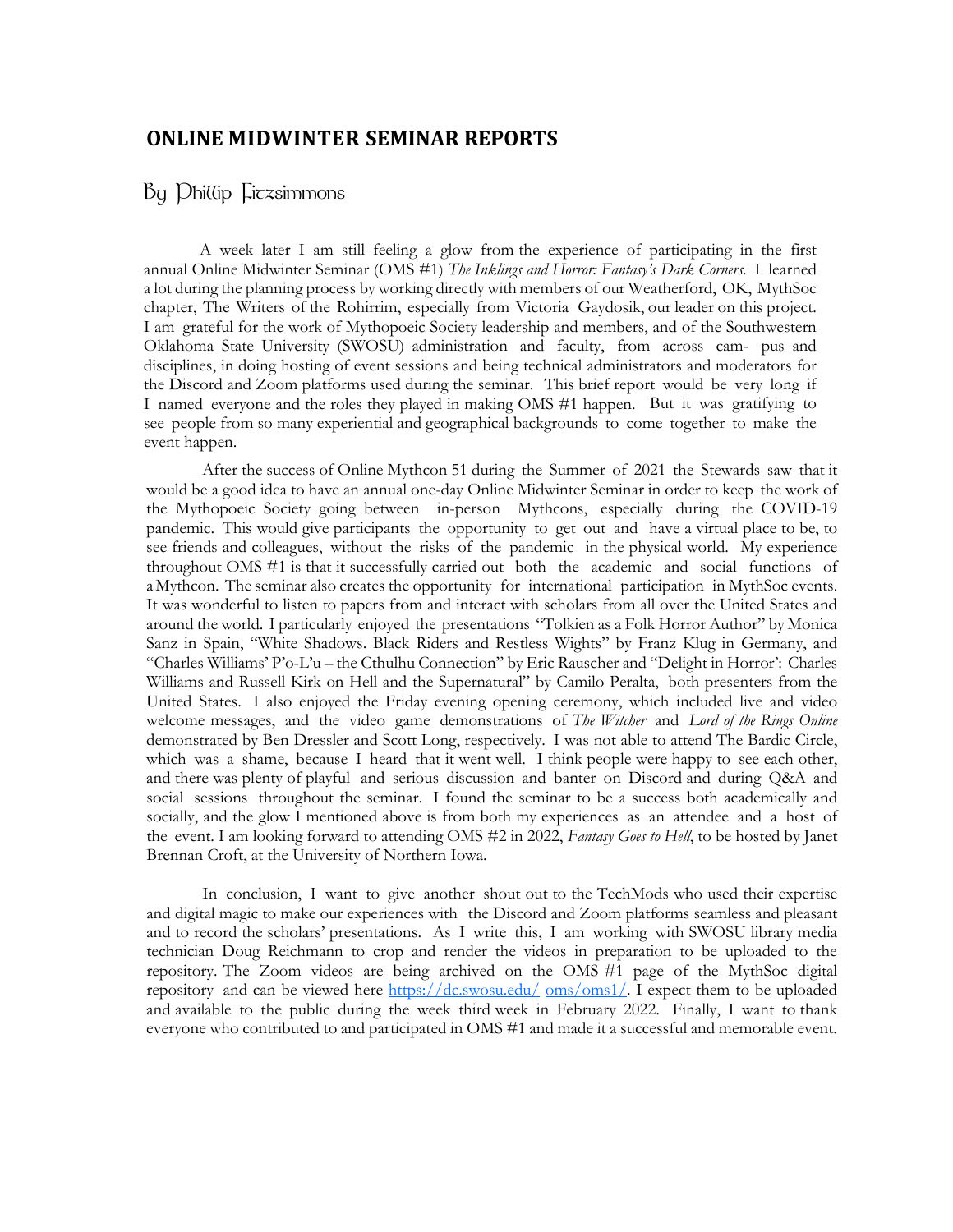## ONLINE MIDWINTER SEMINAR REPORTS

By Phillip Fitzsimmons

A week later I am still feeling a glow from the experience of participating in the first annual Online Midwinter Seminar (OMS #1) *The Inklings and Horror: Fantasy's Dark Corners.* I learned a lot during the planning process by working directly with members of our Weatherford, OK, MythSoc chapter, The Writers of the Rohirrim, especially from Victoria Gaydosik, our leader on this project. I am grateful for the work of Mythopoeic Society leadership and members, and of the Southwestern Oklahoma State University (SWOSU) administration and faculty, from across cam- pus and disciplines, in doing hosting of event sessions and being technical administrators and moderators for the Discord and Zoom platforms used during the seminar. This brief report would be very long if I named everyone and the roles they played in making OMS #1 happen. But it was gratifying to see people from so many experiential and geographical backgrounds to come together to make the event happen.

After the success of Online Mythcon 51 during the Summer of 2021 the Stewards saw that it would be a good idea to have an annual one-day Online Midwinter Seminar in order to keep the work of the Mythopoeic Society going between in-person Mythcons, especially during the COVID-19 pandemic. This would give participants the opportunity to get out and have a virtual place to be, to see friends and colleagues, without the risks of the pandemic in the physical world. My experience throughout OMS #1 is that it successfully carried out both the academic and social functions of a Mythcon. The seminar also creates the opportunity for international participation in MythSoc events. It was wonderful to listen to papers from and interact with scholars from all over the United States and around the world. I particularly enjoyed the presentations "Tolkien as a Folk Horror Author" by Monica Sanz in Spain, "White Shadows. Black Riders and Restless Wights" by Franz Klug in Germany, and "Charles Williams' P'o-L'u – the Cthulhu Connection" by Eric Rauscher and "Delight in Horror': Charles Williams and Russell Kirk on Hell and the Supernatural" by Camilo Peralta, both presenters from the United States. I also enjoyed the Friday evening opening ceremony, which included live and video welcome messages, and the video game demonstrations of *The Witcher* and *Lord of the Rings Online* demonstrated by Ben Dressler and Scott Long, respectively. I was not able to attend The Bardic Circle, which was a shame, because I heard that it went well. I think people were happy to see each other, and there was plenty of playful and serious discussion and banter on Discord and during Q&A and social sessions throughout the seminar. I found the seminar to be a success both academically and socially, and the glow I mentioned above is from both my experiences as an attendee and a host of the event. I am looking forward to attending OMS #2 in 2022, *Fantasy Goes to Hell*, to be hosted by Janet Brennan Croft, at the University of Northern Iowa.

In conclusion, I want to give another shout out to the TechMods who used their expertise and digital magic to make our experiences with the Discord and Zoom platforms seamless and pleasant and to record the scholars' presentations. As I write this, I am working with SWOSU library media technician Doug Reichmann to crop and render the videos in preparation to be uploaded to the repository. The Zoom videos are being archived on the OMS #1 page of the MythSoc digital repository and can be viewed here https://dc.swosu.edu/ oms/oms1/. I expect them to be uploaded and available to the public during the week third week in February 2022. Finally, I want to thank everyone who contributed to and participated in OMS #1 and made it a successful and memorable event.